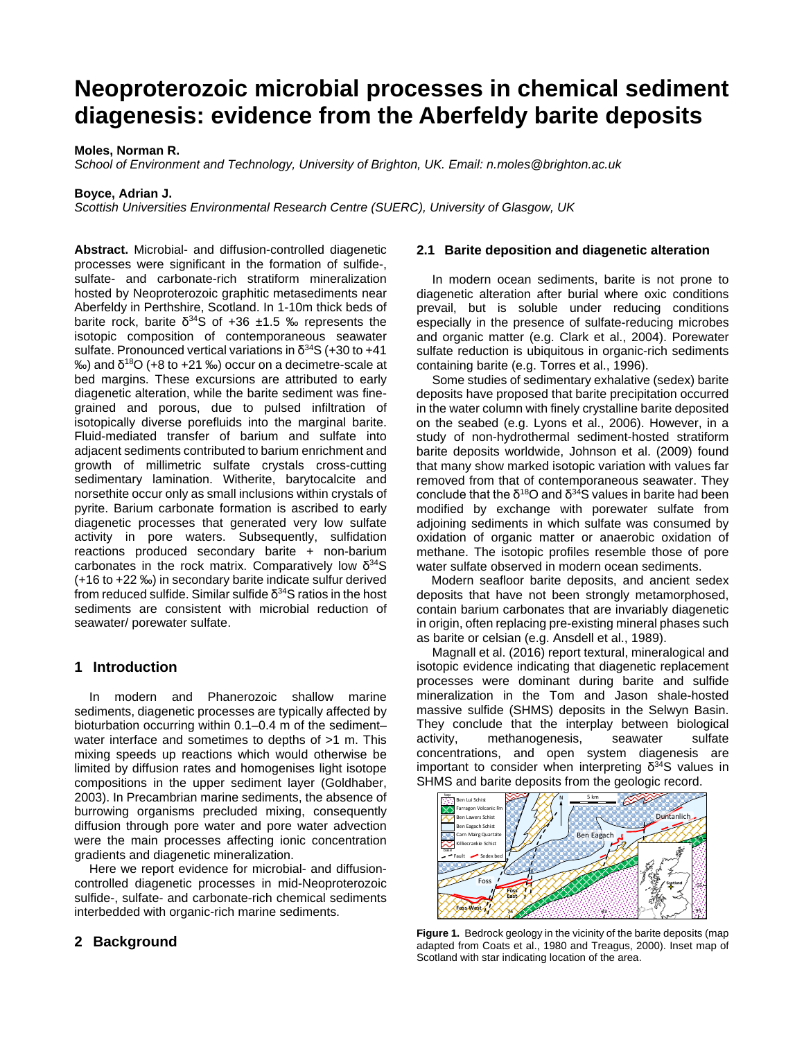# Neoproterozoic microbial processes in chemical sediment diagenesis: evidence from the Aberfeldy barite deposits

**Moles, Norman R.**
*School of Environment and Technology, University of Brighton, UK. Email: n.moles@brighton.ac.uk*

**Boyce, Adrian J.**
*Scottish Universities Environmental Research Centre (SUERC), University of Glasgow, UK*

**Abstract.** Microbial- and diffusion-controlled diagenetic processes were significant in the formation of sulfide-, sulfate- and carbonate-rich stratiform mineralization hosted by Neoproterozoic graphitic metasediments near Aberfeldy in Perthshire, Scotland. In 1-10m thick beds of barite rock, barite $\delta^{34}S$ of +36 ±1.5 ‰ represents the isotopic composition of contemporaneous seawater sulfate. Pronounced vertical variations in $\delta^{34}S$ (+30 to +41 ‰) and $\delta^{18}O$ (+8 to +21 ‰) occur on a decimetre-scale at bed margins. These excursions are attributed to early diagenetic alteration, while the barite sediment was fine-grained and porous, due to pulsed infiltration of isotopically diverse porefluids into the marginal barite. Fluid-mediated transfer of barium and sulfate into adjacent sediments contributed to barium enrichment and growth of millimetric sulfate crystals cross-cutting sedimentary lamination. Witherite, barytocalcite and norsethite occur only as small inclusions within crystals of pyrite. Barium carbonate formation is ascribed to early diagenetic processes that generated very low sulfate activity in pore waters. Subsequently, sulfidation reactions produced secondary barite + non-barium carbonates in the rock matrix. Comparatively low $\delta^{34}S$ (+16 to +22 ‰) in secondary barite indicate sulfur derived from reduced sulfide. Similar sulfide $\delta^{34}S$ ratios in the host sediments are consistent with microbial reduction of seawater/ porewater sulfate.

## 1 Introduction

In modern and Phanerozoic shallow marine sediments, diagenetic processes are typically affected by bioturbation occurring within 0.1–0.4 m of the sediment–water interface and sometimes to depths of >1 m. This mixing speeds up reactions which would otherwise be limited by diffusion rates and homogenises light isotope compositions in the upper sediment layer (Goldhaber, 2003). In Precambrian marine sediments, the absence of burrowing organisms precluded mixing, consequently diffusion through pore water and pore water advection were the main processes affecting ionic concentration gradients and diagenetic mineralization.

Here we report evidence for microbial- and diffusion-controlled diagenetic processes in mid-Neoproterozoic sulfide-, sulfate- and carbonate-rich chemical sediments interbedded with organic-rich marine sediments.

## 2 Background

### 2.1 Barite deposition and diagenetic alteration

In modern ocean sediments, barite is not prone to diagenetic alteration after burial where oxic conditions prevail, but is soluble under reducing conditions especially in the presence of sulfate-reducing microbes and organic matter (e.g. Clark et al., 2004). Porewater sulfate reduction is ubiquitous in organic-rich sediments containing barite (e.g. Torres et al., 1996).

Some studies of sedimentary exhalative (sedex) barite deposits have proposed that barite precipitation occurred in the water column with finely crystalline barite deposited on the seabed (e.g. Lyons et al., 2006). However, in a study of non-hydrothermal sediment-hosted stratiform barite deposits worldwide, Johnson et al. (2009) found that many show marked isotopic variation with values far removed from that of contemporaneous seawater. They conclude that the $\delta^{18}O$ and $\delta^{34}S$ values in barite had been modified by exchange with porewater sulfate from adjoining sediments in which sulfate was consumed by oxidation of organic matter or anaerobic oxidation of methane. The isotopic profiles resemble those of pore water sulfate observed in modern ocean sediments.

Modern seafloor barite deposits, and ancient sedex deposits that have not been strongly metamorphosed, contain barium carbonates that are invariably diagenetic in origin, often replacing pre-existing mineral phases such as barite or celsian (e.g. Ansdell et al., 1989).

Magnall et al. (2016) report textural, mineralogical and isotopic evidence indicating that diagenetic replacement processes were dominant during barite and sulfide mineralization in the Tom and Jason shale-hosted massive sulfide (SHMS) deposits in the Selwyn Basin. They conclude that the interplay between biological activity, methanogenesis, seawater sulfate concentrations, and open system diagenesis are important to consider when interpreting $\delta^{34}S$ values in SHMS and barite deposits from the geologic record.

**Figure 1.** Bedrock geology in the vicinity of the barite deposits (map adapted from Coats et al., 1980 and Treagus, 2000). Inset map of Scotland with star indicating location of the area.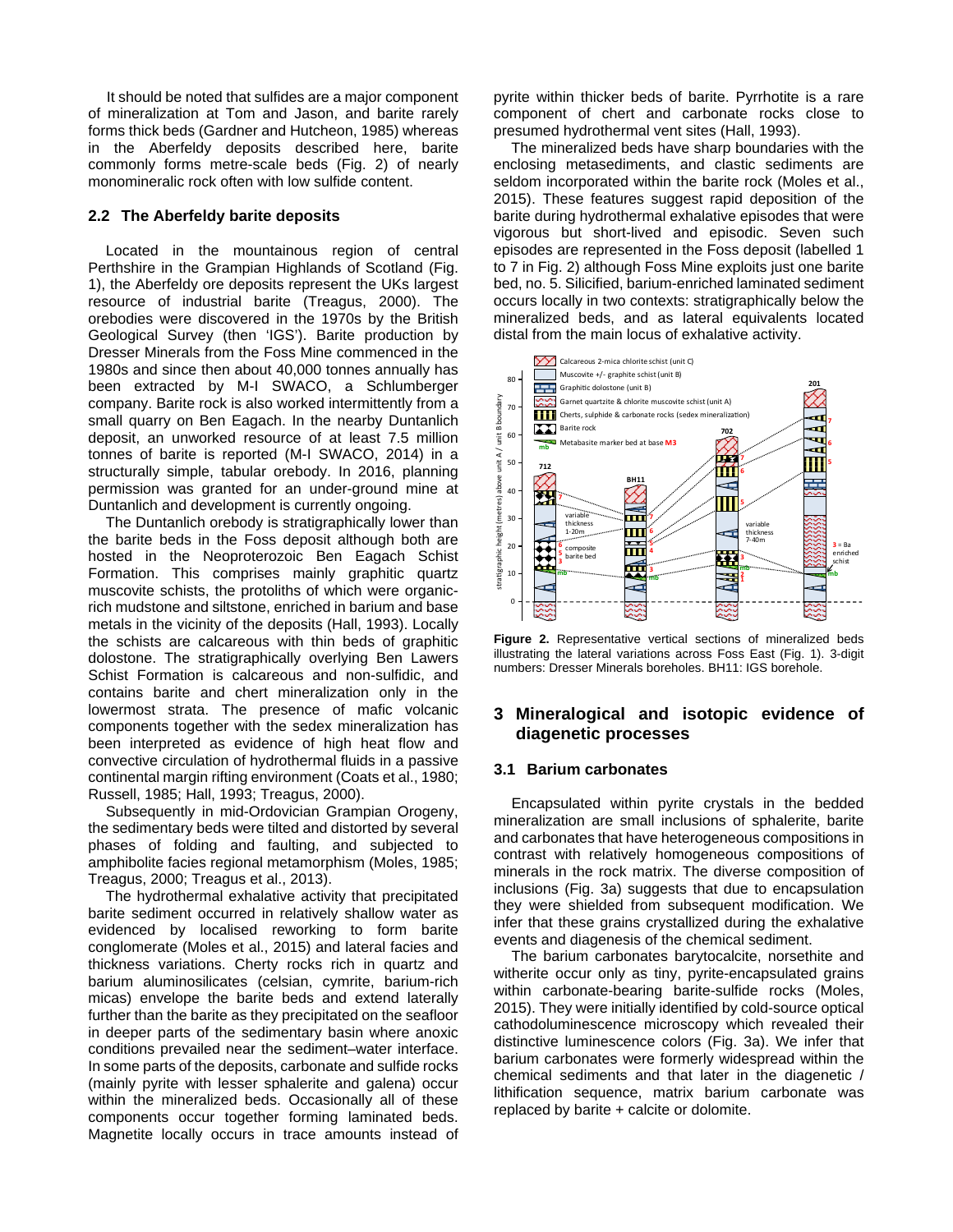It should be noted that sulfides are a major component of mineralization at Tom and Jason, and barite rarely forms thick beds (Gardner and Hutcheon, 1985) whereas in the Aberfeldy deposits described here, barite commonly forms metre-scale beds (Fig. 2) of nearly monomineralic rock often with low sulfide content.

## 2.2 The Aberfeldy barite deposits

Located in the mountainous region of central Perthshire in the Grampian Highlands of Scotland (Fig. 1), the Aberfeldy ore deposits represent the UKs largest resource of industrial barite (Treagus, 2000). The orebodies were discovered in the 1970s by the British Geological Survey (then 'IGS'). Barite production by Dresser Minerals from the Foss Mine commenced in the 1980s and since then about 40,000 tonnes annually has been extracted by M-I SWACO, a Schlumberger company. Barite rock is also worked intermittently from a small quarry on Ben Eagach. In the nearby Duntanlich deposit, an unworked resource of at least 7.5 million tonnes of barite is reported (M-I SWACO, 2014) in a structurally simple, tabular orebody. In 2016, planning permission was granted for an under-ground mine at Duntanlich and development is currently ongoing.

The Duntanlich orebody is stratigraphically lower than the barite beds in the Foss deposit although both are hosted in the Neoproterozoic Ben Eagach Schist Formation. This comprises mainly graphitic quartz muscovite schists, the protoliths of which were organic-rich mudstone and siltstone, enriched in barium and base metals in the vicinity of the deposits (Hall, 1993). Locally the schists are calcareous with thin beds of graphitic dolostone. The stratigraphically overlying Ben Lawers Schist Formation is calcareous and non-sulfidic, and contains barite and chert mineralization only in the lowermost strata. The presence of mafic volcanic components together with the sedex mineralization has been interpreted as evidence of high heat flow and convective circulation of hydrothermal fluids in a passive continental margin rifting environment (Coats et al., 1980; Russell, 1985; Hall, 1993; Treagus, 2000).

Subsequently in mid-Ordovician Grampian Orogeny, the sedimentary beds were tilted and distorted by several phases of folding and faulting, and subjected to amphibolite facies regional metamorphism (Moles, 1985; Treagus, 2000; Treagus et al., 2013).

The hydrothermal exhalative activity that precipitated barite sediment occurred in relatively shallow water as evidenced by localised reworking to form barite conglomerate (Moles et al., 2015) and lateral facies and thickness variations. Cherty rocks rich in quartz and barium aluminosilicates (celsian, cymrite, barium-rich micas) envelope the barite beds and extend laterally further than the barite as they precipitated on the seafloor in deeper parts of the sedimentary basin where anoxic conditions prevailed near the sediment–water interface. In some parts of the deposits, carbonate and sulfide rocks (mainly pyrite with lesser sphalerite and galena) occur within the mineralized beds. Occasionally all of these components occur together forming laminated beds. Magnetite locally occurs in trace amounts instead of pyrite within thicker beds of barite. Pyrrhotite is a rare component of chert and carbonate rocks close to presumed hydrothermal vent sites (Hall, 1993).

The mineralized beds have sharp boundaries with the enclosing metasediments, and clastic sediments are seldom incorporated within the barite rock (Moles et al., 2015). These features suggest rapid deposition of the barite during hydrothermal exhalative episodes that were vigorous but short-lived and episodic. Seven such episodes are represented in the Foss deposit (labelled 1 to 7 in Fig. 2) although Foss Mine exploits just one barite bed, no. 5. Silicified, barium-enriched laminated sediment occurs locally in two contexts: stratigraphically below the mineralized beds, and as lateral equivalents located distal from the main locus of exhalative activity.

**Figure 2.** Representative vertical sections of mineralized beds illustrating the lateral variations across Foss East (Fig. 1). 3-digit numbers: Dresser Minerals boreholes. BH11: IGS borehole.

# 3 Mineralogical and isotopic evidence of diagenetic processes

## 3.1 Barium carbonates

Encapsulated within pyrite crystals in the bedded mineralization are small inclusions of sphalerite, barite and carbonates that have heterogeneous compositions in contrast with relatively homogeneous compositions of minerals in the rock matrix. The diverse composition of inclusions (Fig. 3a) suggests that due to encapsulation they were shielded from subsequent modification. We infer that these grains crystallized during the exhalative events and diagenesis of the chemical sediment.

The barium carbonates barytocalcite, norsethite and witherite occur only as tiny, pyrite-encapsulated grains within carbonate-bearing barite-sulfide rocks (Moles, 2015). They were initially identified by cold-source optical cathodoluminescence microscopy which revealed their distinctive luminescence colors (Fig. 3a). We infer that barium carbonates were formerly widespread within the chemical sediments and that later in the diagenetic / lithification sequence, matrix barium carbonate was replaced by barite + calcite or dolomite.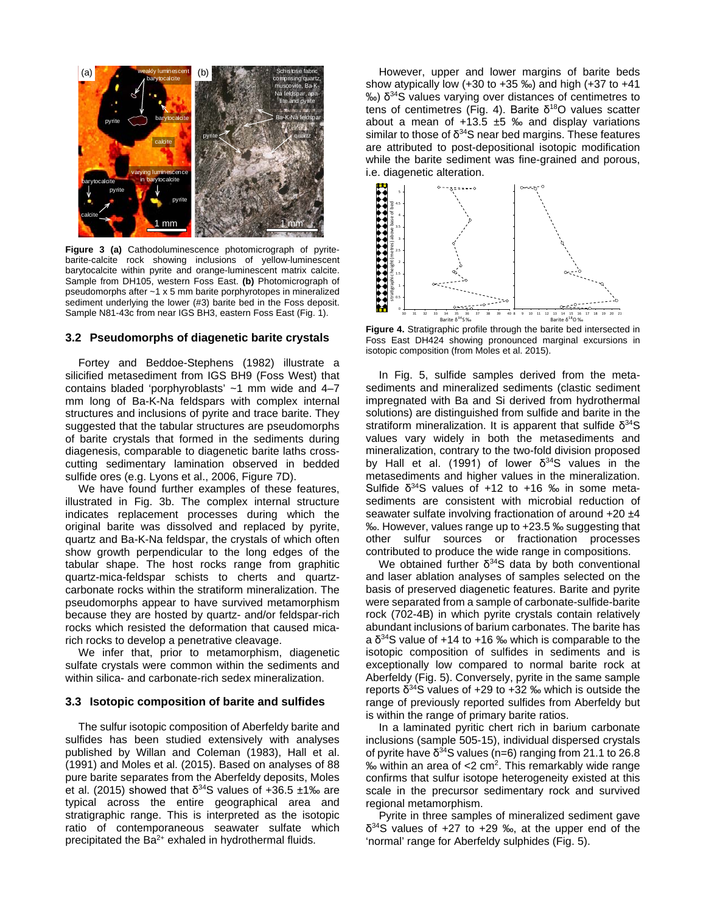Figure 3 (a) Cathodoluminescence photomicrograph of pyrite-barite-calcite rock showing inclusions of yellow-luminescent barytocalcite within pyrite and orange-luminescent matrix calcite. Sample from DH105, western Foss East. **(b)** Photomicrograph of pseudomorphs after ~1 x 5 mm barite porphyrotopes in mineralized sediment underlying the lower (#3) barite bed in the Foss deposit. Sample N81-43c from near IGS BH3, eastern Foss East (Fig. 1).

## 3.2 Pseudomorphs of diagenetic barite crystals

Fortey and Beddoe-Stephens (1982) illustrate a silicified metasediment from IGS BH9 (Foss West) that contains bladed 'porphyroblasts' ~1 mm wide and 4–7 mm long of Ba-K-Na feldspars with complex internal structures and inclusions of pyrite and trace barite. They suggested that the tabular structures are pseudomorphs of barite crystals that formed in the sediments during diagenesis, comparable to diagenetic barite laths cross-cutting sedimentary lamination observed in bedded sulfide ores (e.g. Lyons et al., 2006, Figure 7D).

We have found further examples of these features, illustrated in Fig. 3b. The complex internal structure indicates replacement processes during which the original barite was dissolved and replaced by pyrite, quartz and Ba-K-Na feldspar, the crystals of which often show growth perpendicular to the long edges of the tabular shape. The host rocks range from graphitic quartz-mica-feldspar schists to cherts and quartz-carbonate rocks within the stratiform mineralization. The pseudomorphs appear to have survived metamorphism because they are hosted by quartz- and/or feldspar-rich rocks which resisted the deformation that caused mica-rich rocks to develop a penetrative cleavage.

We infer that, prior to metamorphism, diagenetic sulfate crystals were common within the sediments and within silica- and carbonate-rich sedex mineralization.

## 3.3 Isotopic composition of barite and sulfides

The sulfur isotopic composition of Aberfeldy barite and sulfides has been studied extensively with analyses published by Willan and Coleman (1983), Hall et al. (1991) and Moles et al. (2015). Based on analyses of 88 pure barite separates from the Aberfeldy deposits, Moles et al. (2015) showed that $\delta^{34}$S values of +36.5 ±1‰ are typical across the entire geographical area and stratigraphic range. This is interpreted as the isotopic ratio of contemporaneous seawater sulfate which precipitated the $Ba^{2+}$ exhaled in hydrothermal fluids.

However, upper and lower margins of barite beds show atypically low (+30 to +35 ‰) and high (+37 to +41 ‰) $\delta^{34}$S values varying over distances of centimetres to tens of centimetres (Fig. 4). Barite $\delta^{18}$O values scatter about a mean of +13.5 ±5 ‰ and display variations similar to those of $\delta^{34}$S near bed margins. These features are attributed to post-depositional isotopic modification while the barite sediment was fine-grained and porous, i.e. diagenetic alteration.

**Figure 4.** Stratigraphic profile through the barite bed intersected in Foss East DH424 showing pronounced marginal excursions in isotopic composition (from Moles et al. 2015).

In Fig. 5, sulfide samples derived from the metasediments and mineralized sediments (clastic sediment impregnated with Ba and Si derived from hydrothermal solutions) are distinguished from sulfide and barite in the stratiform mineralization. It is apparent that sulfide $\delta^{34}$S values vary widely in both the metasediments and mineralization, contrary to the two-fold division proposed by Hall et al. (1991) of lower $\delta^{34}$S values in the metasediments and higher values in the mineralization. Sulfide $\delta^{34}$S values of +12 to +16 ‰ in some metasediments are consistent with microbial reduction of seawater sulfate involving fractionation of around +20 ±4 ‰. However, values range up to +23.5 ‰ suggesting that other sulfur sources or fractionation processes contributed to produce the wide range in compositions.

We obtained further $\delta^{34}$S data by both conventional and laser ablation analyses of samples selected on the basis of preserved diagenetic features. Barite and pyrite were separated from a sample of carbonate-sulfide-barite rock (702-4B) in which pyrite crystals contain relatively abundant inclusions of barium carbonates. The barite has a $\delta^{34}$S value of +14 to +16 ‰ which is comparable to the isotopic composition of sulfides in sediments and is exceptionally low compared to normal barite rock at Aberfeldy (Fig. 5). Conversely, pyrite in the same sample reports $\delta^{34}$S values of +29 to +32 ‰ which is outside the range of previously reported sulfides from Aberfeldy but is within the range of primary barite ratios.

In a laminated pyritic chert rich in barium carbonate inclusions (sample 505-15), individual dispersed crystals of pyrite have $\delta^{34}$S values (n=6) ranging from 21.1 to 26.8 ‰ within an area of <2 cm$^2$. This remarkably wide range confirms that sulfur isotope heterogeneity existed at this scale in the precursor sedimentary rock and survived regional metamorphism.

Pyrite in three samples of mineralized sediment gave $\delta^{34}$S values of +27 to +29 ‰, at the upper end of the 'normal' range for Aberfeldy sulphides (Fig. 5).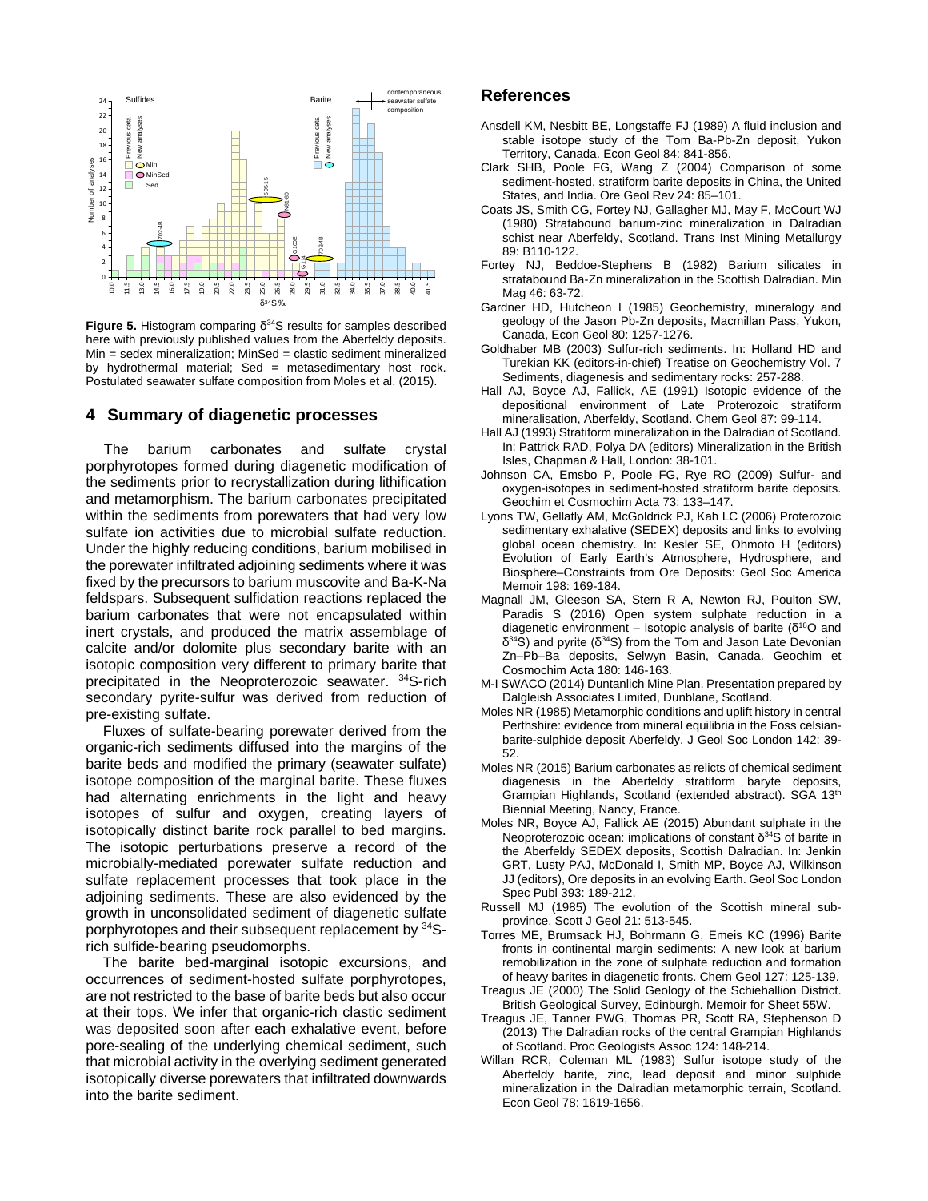Sulfides

Barite

contemporaneous seawater sulfate composition

Number of analyses

Previous data

New analyses

Min

MinSed

Sed

702-48

505-15

N81-90

G100E

G125

702-48

24
22
20
18
16
14
12
10
8
6
4
2
0

10.0 11.5 13.0 14.5 16.0 17.5 19.0 20.5 22.0 23.5 25.0 26.5 28.0 29.5 31.0 32.5 34.0 35.5 37.0 38.5 40.0 41.5

δ34S ‰

**Figure 5.** Histogram comparing $\delta^{34}$S results for samples described here with previously published values from the Aberfeldy deposits. Min = sedex mineralization; MinSed = clastic sediment mineralized by hydrothermal material; Sed = metasedimentary host rock. Postulated seawater sulfate composition from Moles et al. (2015).

## 4 Summary of diagenetic processes

The barium carbonates and sulfate crystal porphyrotopes formed during diagenetic modification of the sediments prior to recrystallization during lithification and metamorphism. The barium carbonates precipitated within the sediments from porewaters that had very low sulfate ion activities due to microbial sulfate reduction. Under the highly reducing conditions, barium mobilised in the porewater infiltrated adjoining sediments where it was fixed by the precursors to barium muscovite and Ba-K-Na feldspars. Subsequent sulfidation reactions replaced the barium carbonates that were not encapsulated within inert crystals, and produced the matrix assemblage of calcite and/or dolomite plus secondary barite with an isotopic composition very different to primary barite that precipitated in the Neoproterozoic seawater. $^{34}$S-rich secondary pyrite-sulfur was derived from reduction of pre-existing sulfate.

Fluxes of sulfate-bearing porewater derived from the organic-rich sediments diffused into the margins of the barite beds and modified the primary (seawater sulfate) isotope composition of the marginal barite. These fluxes had alternating enrichments in the light and heavy isotopes of sulfur and oxygen, creating layers of isotopically distinct barite rock parallel to bed margins. The isotopic perturbations preserve a record of the microbially-mediated porewater sulfate reduction and sulfate replacement processes that took place in the adjoining sediments. These are also evidenced by the growth in unconsolidated sediment of diagenetic sulfate porphyrotopes and their subsequent replacement by $^{34}$S-rich sulfide-bearing pseudomorphs.

The barite bed-marginal isotopic excursions, and occurrences of sediment-hosted sulfate porphyrotopes, are not restricted to the base of barite beds but also occur at their tops. We infer that organic-rich clastic sediment was deposited soon after each exhalative event, before pore-sealing of the underlying chemical sediment, such that microbial activity in the overlying sediment generated isotopically diverse porewaters that infiltrated downwards into the barite sediment.

## References

Ansdell KM, Nesbitt BE, Longstaffe FJ (1989) A fluid inclusion and stable isotope study of the Tom Ba-Pb-Zn deposit, Yukon Territory, Canada. Econ Geol 84: 841-856.

Clark SHB, Poole FG, Wang Z (2004) Comparison of some sediment-hosted, stratiform barite deposits in China, the United States, and India. Ore Geol Rev 24: 85–101.

Coats JS, Smith CG, Fortey NJ, Gallagher MJ, May F, McCourt WJ (1980) Stratabound barium-zinc mineralization in Dalradian schist near Aberfeldy, Scotland. Trans Inst Mining Metallurgy 89: B110-122.

Fortey NJ, Beddoe-Stephens B (1982) Barium silicates in stratabound Ba-Zn mineralization in the Scottish Dalradian. Min Mag 46: 63-72.

Gardner HD, Hutcheon I (1985) Geochemistry, mineralogy and geology of the Jason Pb-Zn deposits, Macmillan Pass, Yukon, Canada, Econ Geol 80: 1257-1276.

Goldhaber MB (2003) Sulfur-rich sediments. In: Holland HD and Turekian KK (editors-in-chief) Treatise on Geochemistry Vol. 7 Sediments, diagenesis and sedimentary rocks: 257-288.

Hall AJ, Boyce AJ, Fallick, AE (1991) Isotopic evidence of the depositional environment of Late Proterozoic stratiform mineralisation, Aberfeldy, Scotland. Chem Geol 87: 99-114.

Hall AJ (1993) Stratiform mineralization in the Dalradian of Scotland. In: Pattrick RAD, Polya DA (editors) Mineralization in the British Isles, Chapman & Hall, London: 38-101.

Johnson CA, Emsbo P, Poole FG, Rye RO (2009) Sulfur- and oxygen-isotopes in sediment-hosted stratiform barite deposits. Geochim et Cosmochim Acta 73: 133–147.

Lyons TW, Gellatly AM, McGoldrick PJ, Kah LC (2006) Proterozoic sedimentary exhalative (SEDEX) deposits and links to evolving global ocean chemistry. In: Kesler SE, Ohmoto H (editors) Evolution of Early Earth's Atmosphere, Hydrosphere, and Biosphere–Constraints from Ore Deposits: Geol Soc America Memoir 198: 169-184.

Magnall JM, Gleeson SA, Stern R A, Newton RJ, Poulton SW, Paradis S (2016) Open system sulphate reduction in a diagenetic environment – isotopic analysis of barite ($\delta^{18}$O and $\delta^{34}$S) and pyrite ($\delta^{34}$S) from the Tom and Jason Late Devonian Zn–Pb–Ba deposits, Selwyn Basin, Canada. Geochim et Cosmochim Acta 180: 146-163.

M-I SWACO (2014) Duntanlich Mine Plan. Presentation prepared by Dalgleish Associates Limited, Dunblane, Scotland.

Moles NR (1985) Metamorphic conditions and uplift history in central Perthshire: evidence from mineral equilibria in the Foss celsian-barite-sulphide deposit Aberfeldy. J Geol Soc London 142: 39-52.

Moles NR (2015) Barium carbonates as relicts of chemical sediment diagenesis in the Aberfeldy stratiform baryte deposits, Grampian Highlands, Scotland (extended abstract). SGA 13th Biennial Meeting, Nancy, France.

Moles NR, Boyce AJ, Fallick AE (2015) Abundant sulphate in the Neoproterozoic ocean: implications of constant $\delta^{34}$S of barite in the Aberfeldy SEDEX deposits, Scottish Dalradian. In: Jenkin GRT, Lusty PAJ, McDonald I, Smith MP, Boyce AJ, Wilkinson JJ (editors), Ore deposits in an evolving Earth. Geol Soc London Spec Publ 393: 189-212.

Russell MJ (1985) The evolution of the Scottish mineral sub-province. Scott J Geol 21: 513-545.

Torres ME, Brumsack HJ, Bohrmann G, Emeis KC (1996) Barite fronts in continental margin sediments: A new look at barium remobilization in the zone of sulphate reduction and formation of heavy barites in diagenetic fronts. Chem Geol 127: 125-139.

Treagus JE (2000) The Solid Geology of the Schiehallion District. British Geological Survey, Edinburgh. Memoir for Sheet 55W.

Treagus JE, Tanner PWG, Thomas PR, Scott RA, Stephenson D (2013) The Dalradian rocks of the central Grampian Highlands of Scotland. Proc Geologists Assoc 124: 148-214.

Willan RCR, Coleman ML (1983) Sulfur isotope study of the Aberfeldy barite, zinc, lead deposit and minor sulphide mineralization in the Dalradian metamorphic terrain, Scotland. Econ Geol 78: 1619-1656.